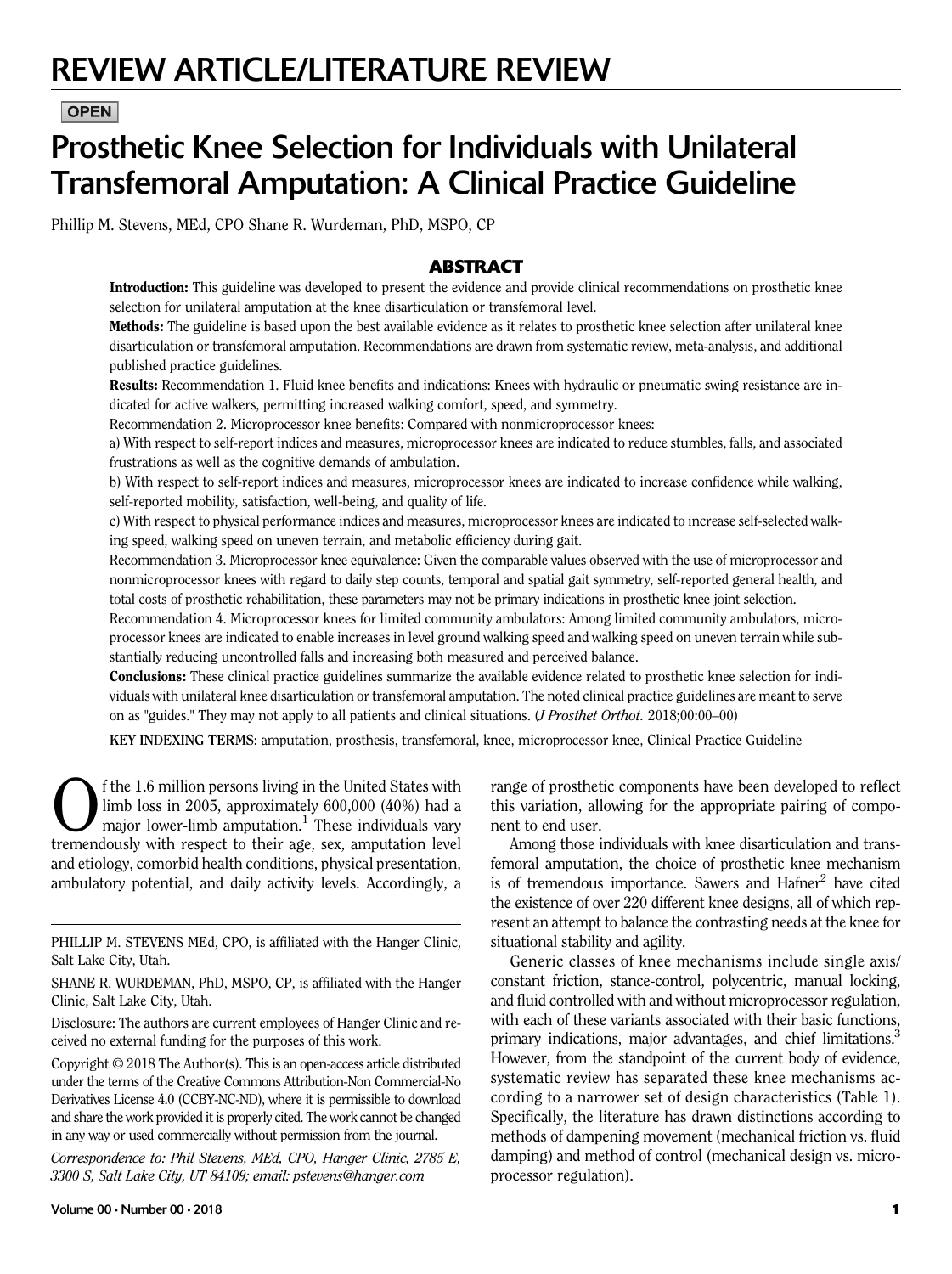REVIEW ARTICLE/LITERATURE REVIEW

OPEN

# Prosthetic Knee Selection for Individuals with Unilateral Transfemoral Amputation: A Clinical Practice Guideline

Phillip M. Stevens, MEd, CPO Shane R. Wurdeman, PhD, MSPO, CP

## ABSTRACT

**Introduction:** This guideline was developed to present the evidence and provide clinical recommendations on prosthetic knee selection for unilateral amputation at the knee disarticulation or transfemoral level.

**Methods:** The guideline is based upon the best available evidence as it relates to prosthetic knee selection after unilateral knee disarticulation or transfemoral amputation. Recommendations are drawn from systematic review, meta-analysis, and additional published practice guidelines.

**Results:** Recommendation 1. Fluid knee benefits and indications: Knees with hydraulic or pneumatic swing resistance are indicated for active walkers, permitting increased walking comfort, speed, and symmetry.

Recommendation 2. Microprocessor knee benefits: Compared with nonmicroprocessor knees:

a) With respect to self-report indices and measures, microprocessor knees are indicated to reduce stumbles, falls, and associated frustrations as well as the cognitive demands of ambulation.

b) With respect to self-report indices and measures, microprocessor knees are indicated to increase confidence while walking, self-reported mobility, satisfaction, well-being, and quality of life.

c) With respect to physical performance indices and measures, microprocessor knees are indicated to increase self-selected walking speed, walking speed on uneven terrain, and metabolic efficiency during gait.

Recommendation 3. Microprocessor knee equivalence: Given the comparable values observed with the use of microprocessor and nonmicroprocessor knees with regard to daily step counts, temporal and spatial gait symmetry, self-reported general health, and total costs of prosthetic rehabilitation, these parameters may not be primary indications in prosthetic knee joint selection.

Recommendation 4. Microprocessor knees for limited community ambulators: Among limited community ambulators, microprocessor knees are indicated to enable increases in level ground walking speed and walking speed on uneven terrain while substantially reducing uncontrolled falls and increasing both measured and perceived balance.

**Conclusions:** These clinical practice guidelines summarize the available evidence related to prosthetic knee selection for individuals with unilateral knee disarticulation or transfemoral amputation. The noted clinical practice guidelines are meant to serve on as "guides." They may not apply to all patients and clinical situations. (*J Prosthet Orthot*. 2018;00:00–00)

**KEY INDEXING TERMS**: amputation, prosthesis, transfemoral, knee, microprocessor knee, Clinical Practice Guideline

Of the 1.6 million persons living in the United States with limb loss in 2005, approximately 600,000 (40%) had a major lower-limb amputation.[1] These individuals vary tremendously with respect to their age, sex, amputation level and etiology, comorbid health conditions, physical presentation, ambulatory potential, and daily activity levels. Accordingly, a range of prosthetic components have been developed to reflect this variation, allowing for the appropriate pairing of component to end user.

Among those individuals with knee disarticulation and transfemoral amputation, the choice of prosthetic knee mechanism is of tremendous importance. Sawers and Hafner[2] have cited the existence of over 220 different knee designs, all of which represent an attempt to balance the contrasting needs at the knee for situational stability and agility.

Generic classes of knee mechanisms include single axis/constant friction, stance-control, polycentric, manual locking, and fluid controlled with and without microprocessor regulation, with each of these variants associated with their basic functions, primary indications, major advantages, and chief limitations.[3] However, from the standpoint of the current body of evidence, systematic review has separated these knee mechanisms according to a narrower set of design characteristics (Table 1). Specifically, the literature has drawn distinctions according to methods of dampening movement (mechanical friction vs. fluid damping) and method of control (mechanical design vs. microprocessor regulation).

PHILLIP M. STEVENS MEd, CPO, is affiliated with the Hanger Clinic, Salt Lake City, Utah.

SHANE R. WURDEMAN, PhD, MSPO, CP, is affiliated with the Hanger Clinic, Salt Lake City, Utah.

Disclosure: The authors are current employees of Hanger Clinic and received no external funding for the purposes of this work.

Copyright © 2018 The Author(s). This is an open-access article distributed under the terms of the Creative Commons Attribution-Non Commercial-No Derivatives License 4.0 (CCBY-NC-ND), where it is permissible to download and share the work provided it is properly cited. The work cannot be changed in any way or used commercially without permission from the journal.

*Correspondence to: Phil Stevens, MEd, CPO, Hanger Clinic, 2785 E, 3300 S, Salt Lake City, UT 84109; email: pstevens@hanger.com*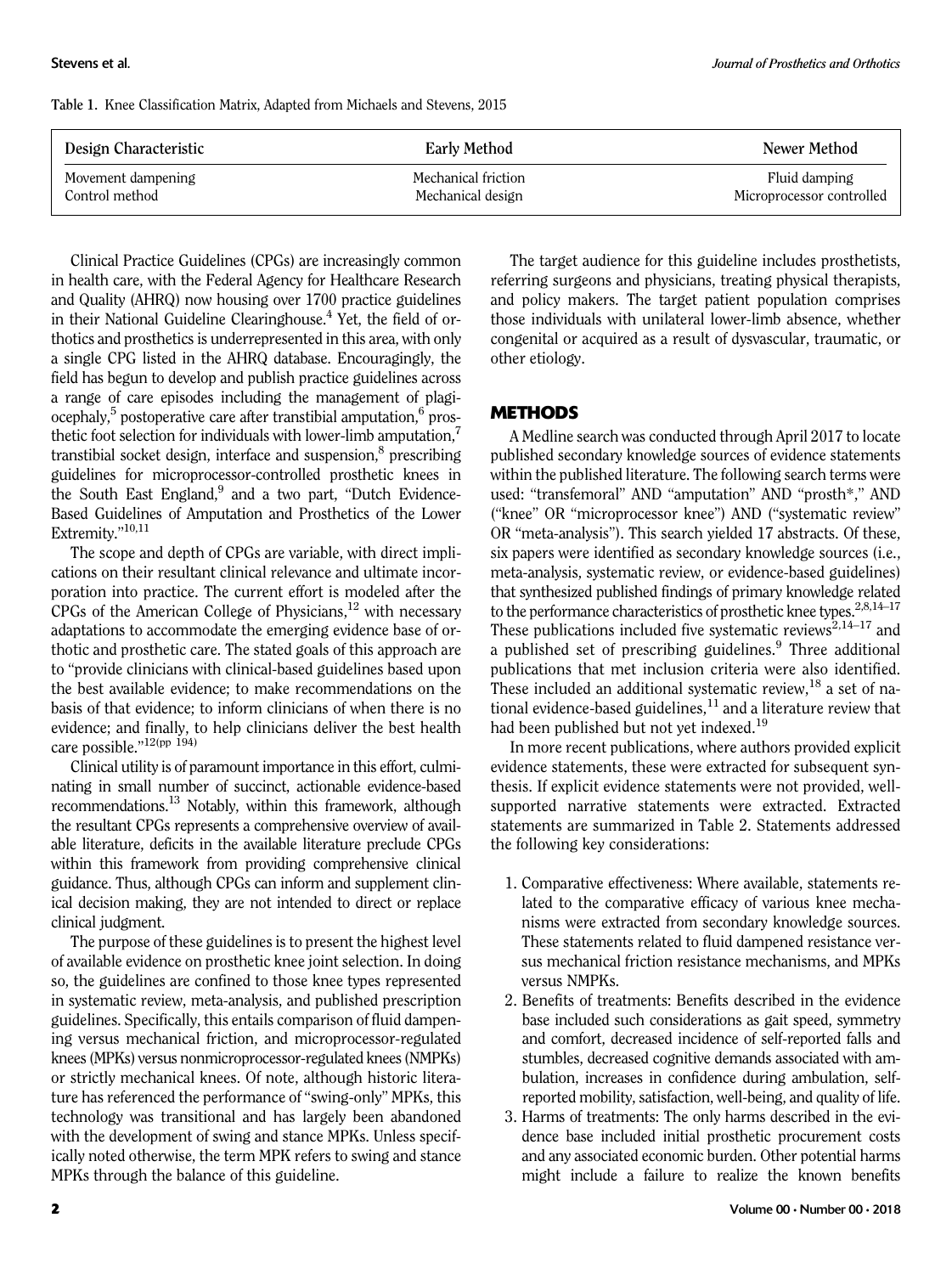Table 1. Knee Classification Matrix, Adapted from Michaels and Stevens, 2015

| Design Characteristic | Early Method | Newer Method |
|---|---|---|
| Movement dampening | Mechanical friction | Fluid damping |
| Control method | Mechanical design | Microprocessor controlled |

Clinical Practice Guidelines (CPGs) are increasingly common in health care, with the Federal Agency for Healthcare Research and Quality (AHRQ) now housing over 1700 practice guidelines in their National Guideline Clearinghouse.[4] Yet, the field of orthotics and prosthetics is underrepresented in this area, with only a single CPG listed in the AHRQ database. Encouragingly, the field has begun to develop and publish practice guidelines across a range of care episodes including the management of plagiocephaly,[5] postoperative care after transtibial amputation,[6] prosthetic foot selection for individuals with lower-limb amputation,[7] transtibial socket design, interface and suspension,[8] prescribing guidelines for microprocessor-controlled prosthetic knees in the South East England,[9] and a two part, "Dutch Evidence-Based Guidelines of Amputation and Prosthetics of the Lower Extremity."[10,11]

The scope and depth of CPGs are variable, with direct implications on their resultant clinical relevance and ultimate incorporation into practice. The current effort is modeled after the CPGs of the American College of Physicians,[12] with necessary adaptations to accommodate the emerging evidence base of orthotic and prosthetic care. The stated goals of this approach are to "provide clinicians with clinical-based guidelines based upon the best available evidence; to make recommendations on the basis of that evidence; to inform clinicians of when there is no evidence; and finally, to help clinicians deliver the best health care possible."[12(pp 194)]

Clinical utility is of paramount importance in this effort, culminating in small number of succinct, actionable evidence-based recommendations.[13] Notably, within this framework, although the resultant CPGs represents a comprehensive overview of available literature, deficits in the available literature preclude CPGs within this framework from providing comprehensive clinical guidance. Thus, although CPGs can inform and supplement clinical decision making, they are not intended to direct or replace clinical judgment.

The purpose of these guidelines is to present the highest level of available evidence on prosthetic knee joint selection. In doing so, the guidelines are confined to those knee types represented in systematic review, meta-analysis, and published prescription guidelines. Specifically, this entails comparison of fluid dampening versus mechanical friction, and microprocessor-regulated knees (MPKs) versus nonmicroprocessor-regulated knees (NMPKs) or strictly mechanical knees. Of note, although historic literature has referenced the performance of "swing-only" MPKs, this technology was transitional and has largely been abandoned with the development of swing and stance MPKs. Unless specifically noted otherwise, the term MPK refers to swing and stance MPKs through the balance of this guideline.

The target audience for this guideline includes prosthetists, referring surgeons and physicians, treating physical therapists, and policy makers. The target patient population comprises those individuals with unilateral lower-limb absence, whether congenital or acquired as a result of dysvascular, traumatic, or other etiology.

## METHODS

A Medline search was conducted through April 2017 to locate published secondary knowledge sources of evidence statements within the published literature. The following search terms were used: "transfemoral" AND "amputation" AND "prosth*," AND ("knee" OR "microprocessor knee") AND ("systematic review" OR "meta-analysis"). This search yielded 17 abstracts. Of these, six papers were identified as secondary knowledge sources (i.e., meta-analysis, systematic review, or evidence-based guidelines) that synthesized published findings of primary knowledge related to the performance characteristics of prosthetic knee types.[2,8,14–17] These publications included five systematic reviews[2,14–17] and a published set of prescribing guidelines.[9] Three additional publications that met inclusion criteria were also identified. These included an additional systematic review,[18] a set of national evidence-based guidelines,[11] and a literature review that had been published but not yet indexed.[19]

In more recent publications, where authors provided explicit evidence statements, these were extracted for subsequent synthesis. If explicit evidence statements were not provided, well-supported narrative statements were extracted. Extracted statements are summarized in Table 2. Statements addressed the following key considerations:

1. Comparative effectiveness: Where available, statements related to the comparative efficacy of various knee mechanisms were extracted from secondary knowledge sources. These statements related to fluid dampened resistance versus mechanical friction resistance mechanisms, and MPKs versus NMPKs.
2. Benefits of treatments: Benefits described in the evidence base included such considerations as gait speed, symmetry and comfort, decreased incidence of self-reported falls and stumbles, decreased cognitive demands associated with ambulation, increases in confidence during ambulation, self-reported mobility, satisfaction, well-being, and quality of life.
3. Harms of treatments: The only harms described in the evidence base included initial prosthetic procurement costs and any associated economic burden. Other potential harms might include a failure to realize the known benefits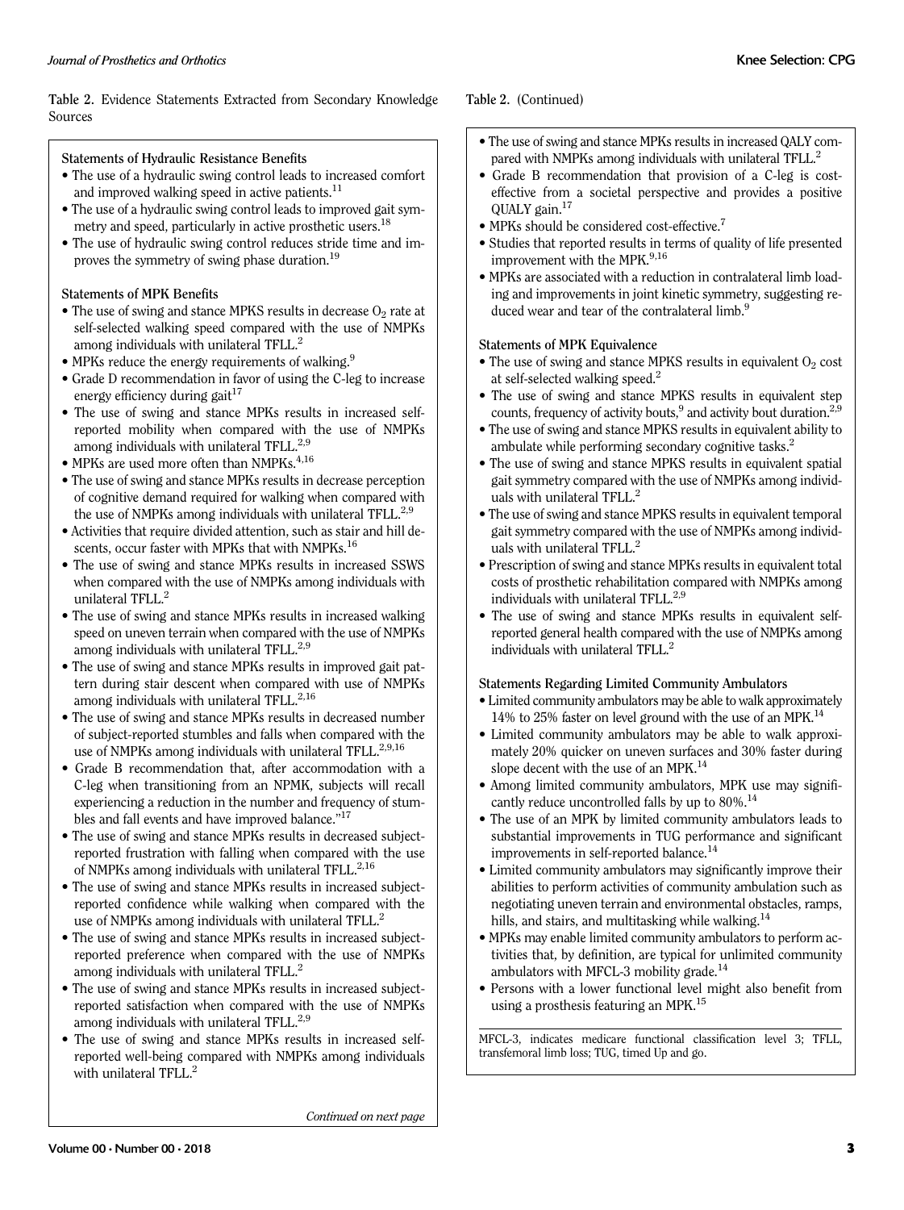**Table 2.** Evidence Statements Extracted from Secondary Knowledge Sources

**Statements of Hydraulic Resistance Benefits**

- The use of a hydraulic swing control leads to increased comfort and improved walking speed in active patients.[11]
- The use of a hydraulic swing control leads to improved gait symmetry and speed, particularly in active prosthetic users.[18]
- The use of hydraulic swing control reduces stride time and improves the symmetry of swing phase duration.[19]

**Statements of MPK Benefits**

- The use of swing and stance MPKS results in decrease $O_2$ rate at self-selected walking speed compared with the use of NMPKs among individuals with unilateral TFLL.[2]
- MPKs reduce the energy requirements of walking.[9]
- Grade D recommendation in favor of using the C-leg to increase energy efficiency during gait[17]
- The use of swing and stance MPKs results in increased self-reported mobility when compared with the use of NMPKs among individuals with unilateral TFLL.[2,9]
- MPKs are used more often than NMPKs.[4,16]
- The use of swing and stance MPKs results in decrease perception of cognitive demand required for walking when compared with the use of NMPKs among individuals with unilateral TFLL.[2,9]
- Activities that require divided attention, such as stair and hill descents, occur faster with MPKs that with NMPKs.[16]
- The use of swing and stance MPKs results in increased SSWS when compared with the use of NMPKs among individuals with unilateral TFLL.[2]
- The use of swing and stance MPKs results in increased walking speed on uneven terrain when compared with the use of NMPKs among individuals with unilateral TFLL.[2,9]
- The use of swing and stance MPKs results in improved gait pattern during stair descent when compared with use of NMPKs among individuals with unilateral TFLL.[2,16]
- The use of swing and stance MPKs results in decreased number of subject-reported stumbles and falls when compared with the use of NMPKs among individuals with unilateral TFLL.[2,9,16]
- Grade B recommendation that, after accommodation with a C-leg when transitioning from an NPMK, subjects will recall experiencing a reduction in the number and frequency of stumbles and fall events and have improved balance."[17]
- The use of swing and stance MPKs results in decreased subject-reported frustration with falling when compared with the use of NMPKs among individuals with unilateral TFLL.[2,16]
- The use of swing and stance MPKs results in increased subject-reported confidence while walking when compared with the use of NMPKs among individuals with unilateral TFLL.[2]
- The use of swing and stance MPKs results in increased subject-reported preference when compared with the use of NMPKs among individuals with unilateral TFLL.[2]
- The use of swing and stance MPKs results in increased subject-reported satisfaction when compared with the use of NMPKs among individuals with unilateral TFLL.[2,9]
- The use of swing and stance MPKs results in increased self-reported well-being compared with NMPKs among individuals with unilateral TFLL.[2]

*Continued on next page*

**Table 2.** (Continued)

- The use of swing and stance MPKs results in increased QALY compared with NMPKs among individuals with unilateral TFLL.[2]
- Grade B recommendation that provision of a C-leg is cost-effective from a societal perspective and provides a positive QUALY gain.[17]
- MPKs should be considered cost-effective.[7]
- Studies that reported results in terms of quality of life presented improvement with the MPK.[9,16]
- MPKs are associated with a reduction in contralateral limb loading and improvements in joint kinetic symmetry, suggesting reduced wear and tear of the contralateral limb.[9]

**Statements of MPK Equivalence**

- The use of swing and stance MPKS results in equivalent $O_2$ cost at self-selected walking speed.[2]
- The use of swing and stance MPKS results in equivalent step counts, frequency of activity bouts,[9] and activity bout duration.[2,9]
- The use of swing and stance MPKS results in equivalent ability to ambulate while performing secondary cognitive tasks.[2]
- The use of swing and stance MPKS results in equivalent spatial gait symmetry compared with the use of NMPKs among individuals with unilateral TFLL.[2]
- The use of swing and stance MPKS results in equivalent temporal gait symmetry compared with the use of NMPKs among individuals with unilateral TFLL.[2]
- Prescription of swing and stance MPKs results in equivalent total costs of prosthetic rehabilitation compared with NMPKs among individuals with unilateral TFLL.[2,9]
- The use of swing and stance MPKs results in equivalent self-reported general health compared with the use of NMPKs among individuals with unilateral TFLL.[2]

**Statements Regarding Limited Community Ambulators**

- Limited community ambulators may be able to walk approximately 14% to 25% faster on level ground with the use of an MPK.[14]
- Limited community ambulators may be able to walk approximately 20% quicker on uneven surfaces and 30% faster during slope decent with the use of an MPK.[14]
- Among limited community ambulators, MPK use may significantly reduce uncontrolled falls by up to 80%.[14]
- The use of an MPK by limited community ambulators leads to substantial improvements in TUG performance and significant improvements in self-reported balance.[14]
- Limited community ambulators may significantly improve their abilities to perform activities of community ambulation such as negotiating uneven terrain and environmental obstacles, ramps, hills, and stairs, and multitasking while walking.[14]
- MPKs may enable limited community ambulators to perform activities that, by definition, are typical for unlimited community ambulators with MFCL-3 mobility grade.[14]
- Persons with a lower functional level might also benefit from using a prosthesis featuring an MPK.[15]

MFCL-3, indicates medicare functional classification level 3; TFLL, transfemoral limb loss; TUG, timed Up and go.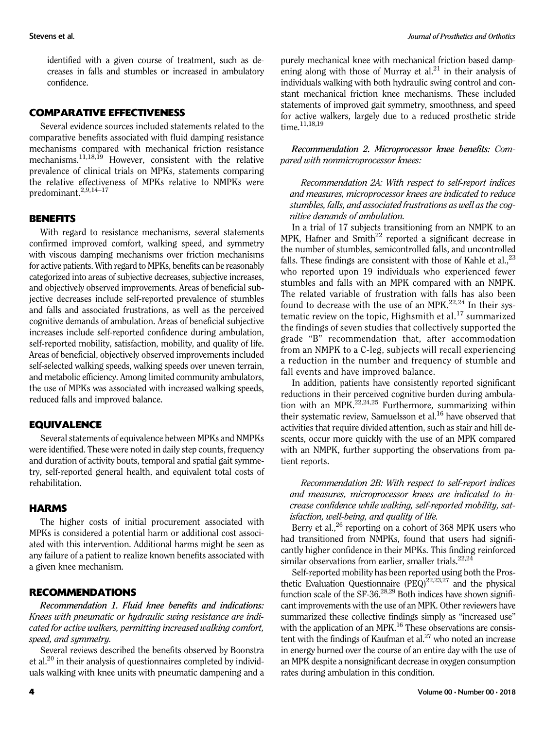identified with a given course of treatment, such as decreases in falls and stumbles or increased in ambulatory confidence.

## COMPARATIVE EFFECTIVENESS

Several evidence sources included statements related to the comparative benefits associated with fluid damping resistance mechanisms compared with mechanical friction resistance mechanisms.[11,18,19] However, consistent with the relative prevalence of clinical trials on MPKs, statements comparing the relative effectiveness of MPKs relative to NMPKs were predominant.[2,9,14–17]

## BENEFITS

With regard to resistance mechanisms, several statements confirmed improved comfort, walking speed, and symmetry with viscous damping mechanisms over friction mechanisms for active patients. With regard to MPKs, benefits can be reasonably categorized into areas of subjective decreases, subjective increases, and objectively observed improvements. Areas of beneficial subjective decreases include self-reported prevalence of stumbles and falls and associated frustrations, as well as the perceived cognitive demands of ambulation. Areas of beneficial subjective increases include self-reported confidence during ambulation, self-reported mobility, satisfaction, mobility, and quality of life. Areas of beneficial, objectively observed improvements included self-selected walking speeds, walking speeds over uneven terrain, and metabolic efficiency. Among limited community ambulators, the use of MPKs was associated with increased walking speeds, reduced falls and improved balance.

## EQUIVALENCE

Several statements of equivalence between MPKs and NMPKs were identified. These were noted in daily step counts, frequency and duration of activity bouts, temporal and spatial gait symmetry, self-reported general health, and equivalent total costs of rehabilitation.

## HARMS

The higher costs of initial procurement associated with MPKs is considered a potential harm or additional cost associated with this intervention. Additional harms might be seen as any failure of a patient to realize known benefits associated with a given knee mechanism.

## RECOMMENDATIONS

***Recommendation 1. Fluid knee benefits and indications:*** *Knees with pneumatic or hydraulic swing resistance are indicated for active walkers, permitting increased walking comfort, speed, and symmetry.*

Several reviews described the benefits observed by Boonstra et al.[20] in their analysis of questionnaires completed by individuals walking with knee units with pneumatic dampening and a purely mechanical knee with mechanical friction based dampening along with those of Murray et al.[21] in their analysis of individuals walking with both hydraulic swing control and constant mechanical friction knee mechanisms. These included statements of improved gait symmetry, smoothness, and speed for active walkers, largely due to a reduced prosthetic stride time.[11,18,19]

***Recommendation 2. Microprocessor knee benefits:*** *Compared with nonmicroprocessor knees:*

*Recommendation 2A: With respect to self-report indices and measures, microprocessor knees are indicated to reduce stumbles, falls, and associated frustrations as well as the cognitive demands of ambulation.*

In a trial of 17 subjects transitioning from an NMPK to an MPK, Hafner and Smith[22] reported a significant decrease in the number of stumbles, semicontrolled falls, and uncontrolled falls. These findings are consistent with those of Kahle et al.,[23] who reported upon 19 individuals who experienced fewer stumbles and falls with an MPK compared with an NMPK. The related variable of frustration with falls has also been found to decrease with the use of an MPK.[22,24] In their systematic review on the topic, Highsmith et al.[17] summarized the findings of seven studies that collectively supported the grade "B" recommendation that, after accommodation from an NMPK to a C-leg, subjects will recall experiencing a reduction in the number and frequency of stumble and fall events and have improved balance.

In addition, patients have consistently reported significant reductions in their perceived cognitive burden during ambulation with an MPK.[22,24,25] Furthermore, summarizing within their systematic review, Samuelsson et al.[16] have observed that activities that require divided attention, such as stair and hill descents, occur more quickly with the use of an MPK compared with an NMPK, further supporting the observations from patient reports.

*Recommendation 2B: With respect to self-report indices and measures, microprocessor knees are indicated to increase confidence while walking, self-reported mobility, satisfaction, well-being, and quality of life.*

Berry et al.,[26] reporting on a cohort of 368 MPK users who had transitioned from NMPKs, found that users had significantly higher confidence in their MPKs. This finding reinforced similar observations from earlier, smaller trials.[22,24]

Self-reported mobility has been reported using both the Prosthetic Evaluation Questionnaire (PEQ)[22,23,27] and the physical function scale of the SF-36.[28,29] Both indices have shown significant improvements with the use of an MPK. Other reviewers have summarized these collective findings simply as "increased use" with the application of an MPK.[16] These observations are consistent with the findings of Kaufman et al.[27] who noted an increase in energy burned over the course of an entire day with the use of an MPK despite a nonsignificant decrease in oxygen consumption rates during ambulation in this condition.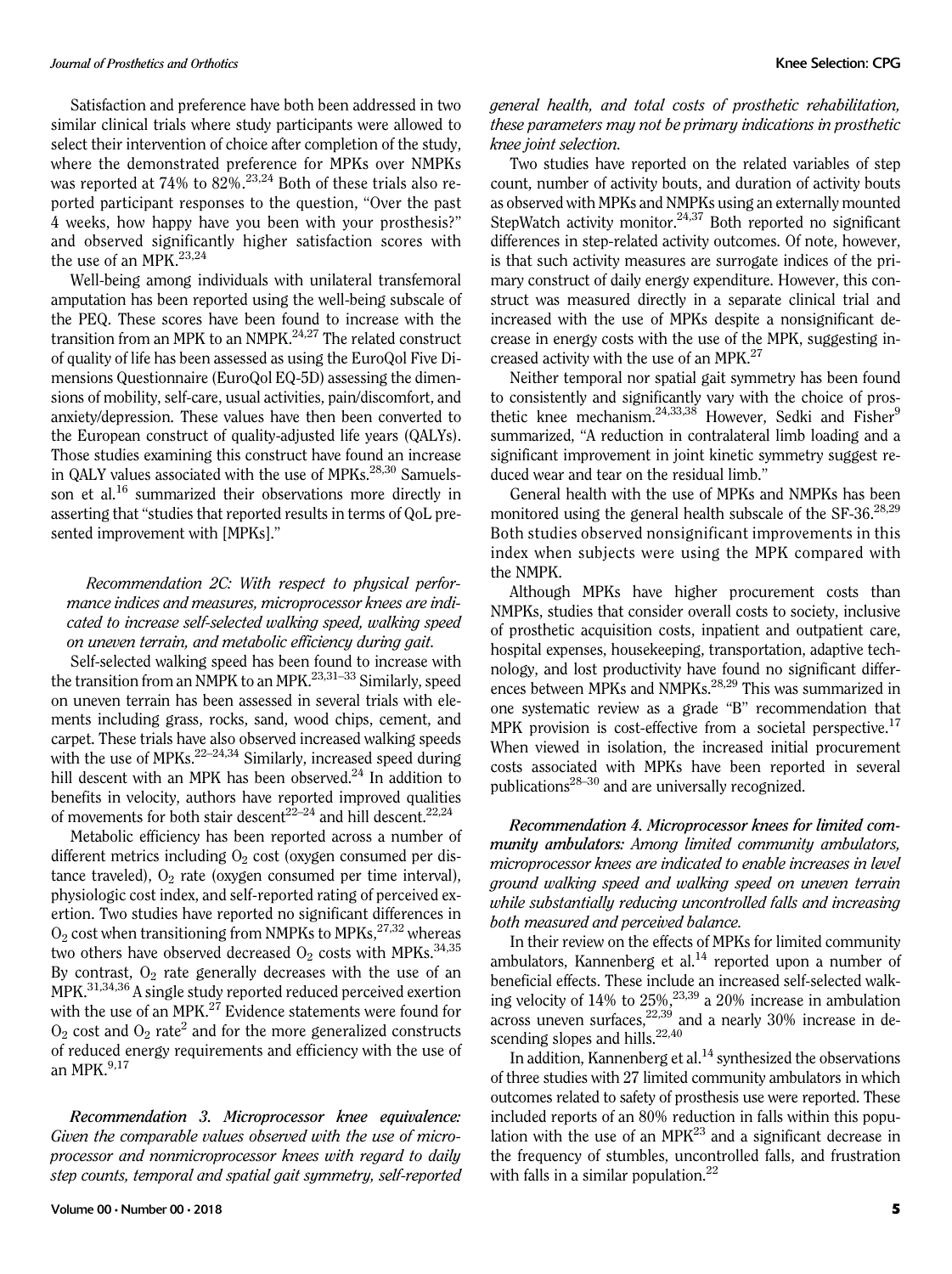Satisfaction and preference have both been addressed in two similar clinical trials where study participants were allowed to select their intervention of choice after completion of the study, where the demonstrated preference for MPKs over NMPKs was reported at 74% to 82%.[23,24] Both of these trials also reported participant responses to the question, "Over the past 4 weeks, how happy have you been with your prosthesis?" and observed significantly higher satisfaction scores with the use of an MPK.[23,24]

Well-being among individuals with unilateral transfemoral amputation has been reported using the well-being subscale of the PEQ. These scores have been found to increase with the transition from an MPK to an NMPK.[24,27] The related construct of quality of life has been assessed as using the EuroQol Five Dimensions Questionnaire (EuroQol EQ-5D) assessing the dimensions of mobility, self-care, usual activities, pain/discomfort, and anxiety/depression. These values have then been converted to the European construct of quality-adjusted life years (QALYs). Those studies examining this construct have found an increase in QALY values associated with the use of MPKs.[28,30] Samuelsson et al.[16] summarized their observations more directly in asserting that "studies that reported results in terms of QoL presented improvement with [MPKs]."

*Recommendation 2C: With respect to physical performance indices and measures, microprocessor knees are indicated to increase self-selected walking speed, walking speed on uneven terrain, and metabolic efficiency during gait.*

Self-selected walking speed has been found to increase with the transition from an NMPK to an MPK.[23,31–33] Similarly, speed on uneven terrain has been assessed in several trials with elements including grass, rocks, sand, wood chips, cement, and carpet. These trials have also observed increased walking speeds with the use of MPKs.[22–24,34] Similarly, increased speed during hill descent with an MPK has been observed.[24] In addition to benefits in velocity, authors have reported improved qualities of movements for both stair descent[22–24] and hill descent.[22,24]

Metabolic efficiency has been reported across a number of different metrics including $O_2$ cost (oxygen consumed per distance traveled), $O_2$ rate (oxygen consumed per time interval), physiologic cost index, and self-reported rating of perceived exertion. Two studies have reported no significant differences in $O_2$ cost when transitioning from NMPKs to MPKs,[27,32] whereas two others have observed decreased $O_2$ costs with MPKs.[34,35] By contrast, $O_2$ rate generally decreases with the use of an MPK.[31,34,36] A single study reported reduced perceived exertion with the use of an MPK.[27] Evidence statements were found for $O_2$ cost and $O_2$ rate[2] and for the more generalized constructs of reduced energy requirements and efficiency with the use of an MPK.[9,17]

***Recommendation 3. Microprocessor knee equivalence:*** *Given the comparable values observed with the use of microprocessor and nonmicroprocessor knees with regard to daily step counts, temporal and spatial gait symmetry, self-reported general health, and total costs of prosthetic rehabilitation, these parameters may not be primary indications in prosthetic knee joint selection.*

Two studies have reported on the related variables of step count, number of activity bouts, and duration of activity bouts as observed with MPKs and NMPKs using an externally mounted StepWatch activity monitor.[24,37] Both reported no significant differences in step-related activity outcomes. Of note, however, is that such activity measures are surrogate indices of the primary construct of daily energy expenditure. However, this construct was measured directly in a separate clinical trial and increased with the use of MPKs despite a nonsignificant decrease in energy costs with the use of the MPK, suggesting increased activity with the use of an MPK.[27]

Neither temporal nor spatial gait symmetry has been found to consistently and significantly vary with the choice of prosthetic knee mechanism.[24,33,38] However, Sedki and Fisher[9] summarized, "A reduction in contralateral limb loading and a significant improvement in joint kinetic symmetry suggest reduced wear and tear on the residual limb."

General health with the use of MPKs and NMPKs has been monitored using the general health subscale of the SF-36.[28,29] Both studies observed nonsignificant improvements in this index when subjects were using the MPK compared with the NMPK.

Although MPKs have higher procurement costs than NMPKs, studies that consider overall costs to society, inclusive of prosthetic acquisition costs, inpatient and outpatient care, hospital expenses, housekeeping, transportation, adaptive technology, and lost productivity have found no significant differences between MPKs and NMPKs.[28,29] This was summarized in one systematic review as a grade "B" recommendation that MPK provision is cost-effective from a societal perspective.[17] When viewed in isolation, the increased initial procurement costs associated with MPKs have been reported in several publications[28–30] and are universally recognized.

***Recommendation 4. Microprocessor knees for limited community ambulators:*** *Among limited community ambulators, microprocessor knees are indicated to enable increases in level ground walking speed and walking speed on uneven terrain while substantially reducing uncontrolled falls and increasing both measured and perceived balance.*

In their review on the effects of MPKs for limited community ambulators, Kannenberg et al.[14] reported upon a number of beneficial effects. These include an increased self-selected walking velocity of 14% to 25%,[23,39] a 20% increase in ambulation across uneven surfaces,[22,39] and a nearly 30% increase in descending slopes and hills.[22,40]

In addition, Kannenberg et al.[14] synthesized the observations of three studies with 27 limited community ambulators in which outcomes related to safety of prosthesis use were reported. These included reports of an 80% reduction in falls within this population with the use of an MPK[23] and a significant decrease in the frequency of stumbles, uncontrolled falls, and frustration with falls in a similar population.[22]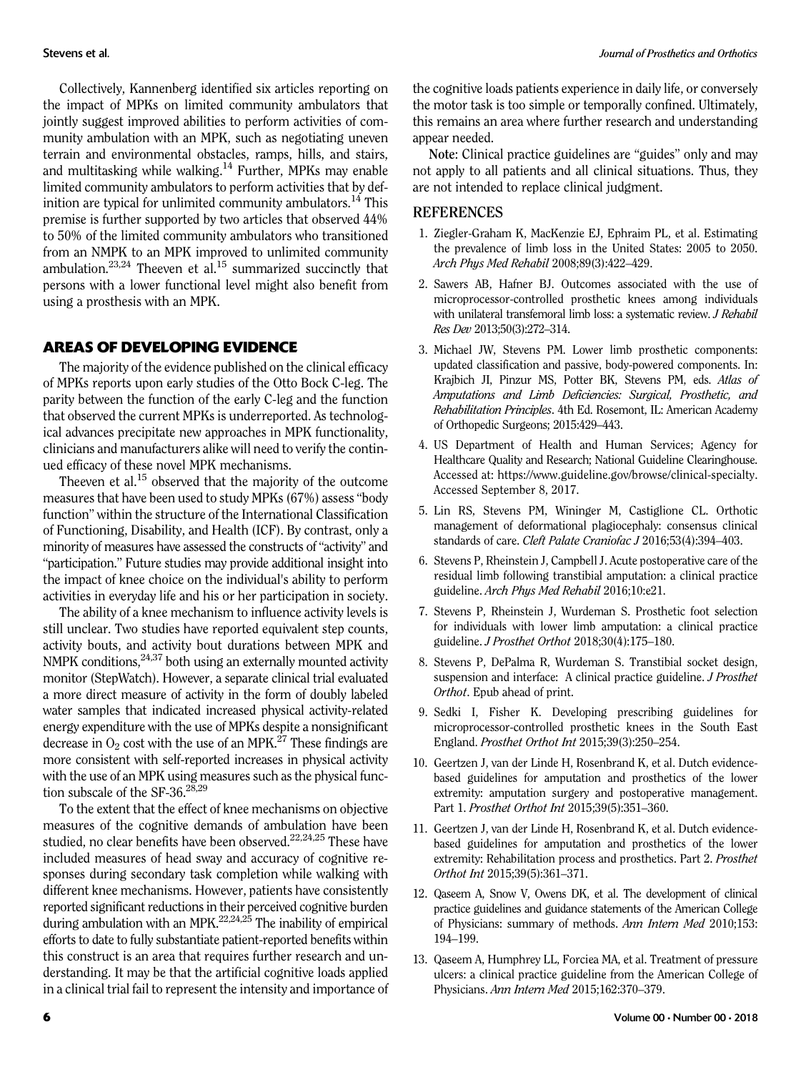Collectively, Kannenberg identified six articles reporting on the impact of MPKs on limited community ambulators that jointly suggest improved abilities to perform activities of community ambulation with an MPK, such as negotiating uneven terrain and environmental obstacles, ramps, hills, and stairs, and multitasking while walking.[14] Further, MPKs may enable limited community ambulators to perform activities that by definition are typical for unlimited community ambulators.[14] This premise is further supported by two articles that observed 44% to 50% of the limited community ambulators who transitioned from an NMPK to an MPK improved to unlimited community ambulation.[23,24] Theeven et al.[15] summarized succinctly that persons with a lower functional level might also benefit from using a prosthesis with an MPK.

## AREAS OF DEVELOPING EVIDENCE

The majority of the evidence published on the clinical efficacy of MPKs reports upon early studies of the Otto Bock C-leg. The parity between the function of the early C-leg and the function that observed the current MPKs is underreported. As technological advances precipitate new approaches in MPK functionality, clinicians and manufacturers alike will need to verify the continued efficacy of these novel MPK mechanisms.

Theeven et al.[15] observed that the majority of the outcome measures that have been used to study MPKs (67%) assess "body function" within the structure of the International Classification of Functioning, Disability, and Health (ICF). By contrast, only a minority of measures have assessed the constructs of "activity" and "participation." Future studies may provide additional insight into the impact of knee choice on the individual's ability to perform activities in everyday life and his or her participation in society.

The ability of a knee mechanism to influence activity levels is still unclear. Two studies have reported equivalent step counts, activity bouts, and activity bout durations between MPK and NMPK conditions,[24,37] both using an externally mounted activity monitor (StepWatch). However, a separate clinical trial evaluated a more direct measure of activity in the form of doubly labeled water samples that indicated increased physical activity-related energy expenditure with the use of MPKs despite a nonsignificant decrease in $O_2$ cost with the use of an MPK.[27] These findings are more consistent with self-reported increases in physical activity with the use of an MPK using measures such as the physical function subscale of the SF-36.[28,29]

To the extent that the effect of knee mechanisms on objective measures of the cognitive demands of ambulation have been studied, no clear benefits have been observed.[22,24,25] These have included measures of head sway and accuracy of cognitive responses during secondary task completion while walking with different knee mechanisms. However, patients have consistently reported significant reductions in their perceived cognitive burden during ambulation with an MPK.[22,24,25] The inability of empirical efforts to date to fully substantiate patient-reported benefits within this construct is an area that requires further research and understanding. It may be that the artificial cognitive loads applied in a clinical trial fail to represent the intensity and importance of the cognitive loads patients experience in daily life, or conversely the motor task is too simple or temporally confined. Ultimately, this remains an area where further research and understanding appear needed.

**Note**: Clinical practice guidelines are "guides" only and may not apply to all patients and all clinical situations. Thus, they are not intended to replace clinical judgment.

## REFERENCES

1. Ziegler-Graham K, MacKenzie EJ, Ephraim PL, et al. Estimating the prevalence of limb loss in the United States: 2005 to 2050. *Arch Phys Med Rehabil* 2008;89(3):422–429.
2. Sawers AB, Hafner BJ. Outcomes associated with the use of microprocessor-controlled prosthetic knees among individuals with unilateral transfemoral limb loss: a systematic review. *J Rehabil Res Dev* 2013;50(3):272–314.
3. Michael JW, Stevens PM. Lower limb prosthetic components: updated classification and passive, body-powered components. In: Krajbich JI, Pinzur MS, Potter BK, Stevens PM, eds. *Atlas of Amputations and Limb Deficiencies: Surgical, Prosthetic, and Rehabilitation Principles*. 4th Ed. Rosemont, IL: American Academy of Orthopedic Surgeons; 2015:429–443.
4. US Department of Health and Human Services; Agency for Healthcare Quality and Research; National Guideline Clearinghouse. Accessed at: https://www.guideline.gov/browse/clinical-specialty. Accessed September 8, 2017.
5. Lin RS, Stevens PM, Wininger M, Castiglione CL. Orthotic management of deformational plagiocephaly: consensus clinical standards of care. *Cleft Palate Craniofac J* 2016;53(4):394–403.
6. Stevens P, Rheinstein J, Campbell J. Acute postoperative care of the residual limb following transtibial amputation: a clinical practice guideline. *Arch Phys Med Rehabil* 2016;10:e21.
7. Stevens P, Rheinstein J, Wurdeman S. Prosthetic foot selection for individuals with lower limb amputation: a clinical practice guideline. *J Prosthet Orthot* 2018;30(4):175–180.
8. Stevens P, DePalma R, Wurdeman S. Transtibial socket design, suspension and interface: A clinical practice guideline. *J Prosthet Orthot*. Epub ahead of print.
9. Sedki I, Fisher K. Developing prescribing guidelines for microprocessor-controlled prosthetic knees in the South East England. *Prosthet Orthot Int* 2015;39(3):250–254.
10. Geertzen J, van der Linde H, Rosenbrand K, et al. Dutch evidence-based guidelines for amputation and prosthetics of the lower extremity: amputation surgery and postoperative management. Part 1. *Prosthet Orthot Int* 2015;39(5):351–360.
11. Geertzen J, van der Linde H, Rosenbrand K, et al. Dutch evidence-based guidelines for amputation and prosthetics of the lower extremity: Rehabilitation process and prosthetics. Part 2. *Prosthet Orthot Int* 2015;39(5):361–371.
12. Qaseem A, Snow V, Owens DK, et al. The development of clinical practice guidelines and guidance statements of the American College of Physicians: summary of methods. *Ann Intern Med* 2010;153: 194–199.
13. Qaseem A, Humphrey LL, Forciea MA, et al. Treatment of pressure ulcers: a clinical practice guideline from the American College of Physicians. *Ann Intern Med* 2015;162:370–379.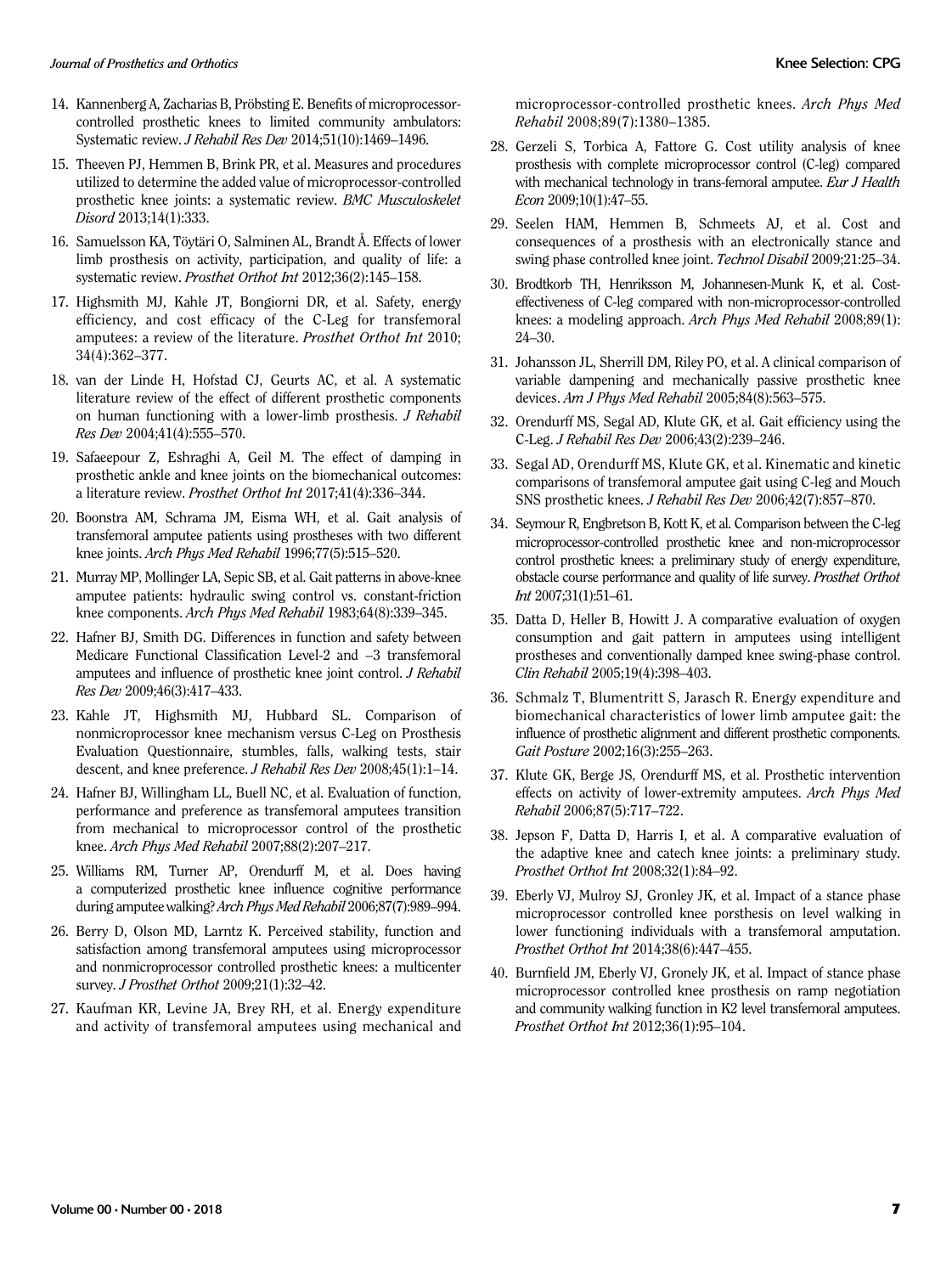14. Kannenberg A, Zacharias B, Pröbsting E. Benefits of microprocessor-controlled prosthetic knees to limited community ambulators: Systematic review. *J Rehabil Res Dev* 2014;51(10):1469–1496.
15. Theeven PJ, Hemmen B, Brink PR, et al. Measures and procedures utilized to determine the added value of microprocessor-controlled prosthetic knee joints: a systematic review. *BMC Musculoskelet Disord* 2013;14(1):333.
16. Samuelsson KA, Töytäri O, Salminen AL, Brandt Å. Effects of lower limb prosthesis on activity, participation, and quality of life: a systematic review. *Prosthet Orthot Int* 2012;36(2):145–158.
17. Highsmith MJ, Kahle JT, Bongiorni DR, et al. Safety, energy efficiency, and cost efficacy of the C-Leg for transfemoral amputees: a review of the literature. *Prosthet Orthot Int* 2010; 34(4):362–377.
18. van der Linde H, Hofstad CJ, Geurts AC, et al. A systematic literature review of the effect of different prosthetic components on human functioning with a lower-limb prosthesis. *J Rehabil Res Dev* 2004;41(4):555–570.
19. Safaeepour Z, Eshraghi A, Geil M. The effect of damping in prosthetic ankle and knee joints on the biomechanical outcomes: a literature review. *Prosthet Orthot Int* 2017;41(4):336–344.
20. Boonstra AM, Schrama JM, Eisma WH, et al. Gait analysis of transfemoral amputee patients using prostheses with two different knee joints. *Arch Phys Med Rehabil* 1996;77(5):515–520.
21. Murray MP, Mollinger LA, Sepic SB, et al. Gait patterns in above-knee amputee patients: hydraulic swing control vs. constant-friction knee components. *Arch Phys Med Rehabil* 1983;64(8):339–345.
22. Hafner BJ, Smith DG. Differences in function and safety between Medicare Functional Classification Level-2 and –3 transfemoral amputees and influence of prosthetic knee joint control. *J Rehabil Res Dev* 2009;46(3):417–433.
23. Kahle JT, Highsmith MJ, Hubbard SL. Comparison of nonmicroprocessor knee mechanism versus C-Leg on Prosthesis Evaluation Questionnaire, stumbles, falls, walking tests, stair descent, and knee preference. *J Rehabil Res Dev* 2008;45(1):1–14.
24. Hafner BJ, Willingham LL, Buell NC, et al. Evaluation of function, performance and preference as transfemoral amputees transition from mechanical to microprocessor control of the prosthetic knee. *Arch Phys Med Rehabil* 2007;88(2):207–217.
25. Williams RM, Turner AP, Orendurff M, et al. Does having a computerized prosthetic knee influence cognitive performance during amputee walking? *Arch Phys Med Rehabil* 2006;87(7):989–994.
26. Berry D, Olson MD, Larntz K. Perceived stability, function and satisfaction among transfemoral amputees using microprocessor and nonmicroprocessor controlled prosthetic knees: a multicenter survey. *J Prosthet Orthot* 2009;21(1):32–42.
27. Kaufman KR, Levine JA, Brey RH, et al. Energy expenditure and activity of transfemoral amputees using mechanical and microprocessor-controlled prosthetic knees. *Arch Phys Med Rehabil* 2008;89(7):1380–1385.
28. Gerzeli S, Torbica A, Fattore G. Cost utility analysis of knee prosthesis with complete microprocessor control (C-leg) compared with mechanical technology in trans-femoral amputee. *Eur J Health Econ* 2009;10(1):47–55.
29. Seelen HAM, Hemmen B, Schmeets AJ, et al. Cost and consequences of a prosthesis with an electronically stance and swing phase controlled knee joint. *Technol Disabil* 2009;21:25–34.
30. Brodtkorb TH, Henriksson M, Johannesen-Munk K, et al. Cost-effectiveness of C-leg compared with non-microprocessor-controlled knees: a modeling approach. *Arch Phys Med Rehabil* 2008;89(1): 24–30.
31. Johansson JL, Sherrill DM, Riley PO, et al. A clinical comparison of variable dampening and mechanically passive prosthetic knee devices. *Am J Phys Med Rehabil* 2005;84(8):563–575.
32. Orendurff MS, Segal AD, Klute GK, et al. Gait efficiency using the C-Leg. *J Rehabil Res Dev* 2006;43(2):239–246.
33. Segal AD, Orendurff MS, Klute GK, et al. Kinematic and kinetic comparisons of transfemoral amputee gait using C-leg and Mouch SNS prosthetic knees. *J Rehabil Res Dev* 2006;42(7):857–870.
34. Seymour R, Engbretson B, Kott K, et al. Comparison between the C-leg microprocessor-controlled prosthetic knee and non-microprocessor control prosthetic knees: a preliminary study of energy expenditure, obstacle course performance and quality of life survey. *Prosthet Orthot Int* 2007;31(1):51–61.
35. Datta D, Heller B, Howitt J. A comparative evaluation of oxygen consumption and gait pattern in amputees using intelligent prostheses and conventionally damped knee swing-phase control. *Clin Rehabil* 2005;19(4):398–403.
36. Schmalz T, Blumentritt S, Jarasch R. Energy expenditure and biomechanical characteristics of lower limb amputee gait: the influence of prosthetic alignment and different prosthetic components. *Gait Posture* 2002;16(3):255–263.
37. Klute GK, Berge JS, Orendurff MS, et al. Prosthetic intervention effects on activity of lower-extremity amputees. *Arch Phys Med Rehabil* 2006;87(5):717–722.
38. Jepson F, Datta D, Harris I, et al. A comparative evaluation of the adaptive knee and catech knee joints: a preliminary study. *Prosthet Orthot Int* 2008;32(1):84–92.
39. Eberly VJ, Mulroy SJ, Gronley JK, et al. Impact of a stance phase microprocessor controlled knee porsthesis on level walking in lower functioning individuals with a transfemoral amputation. *Prosthet Orthot Int* 2014;38(6):447–455.
40. Burnfield JM, Eberly VJ, Gronely JK, et al. Impact of stance phase microprocessor controlled knee prosthesis on ramp negotiation and community walking function in K2 level transfemoral amputees. *Prosthet Orthot Int* 2012;36(1):95–104.